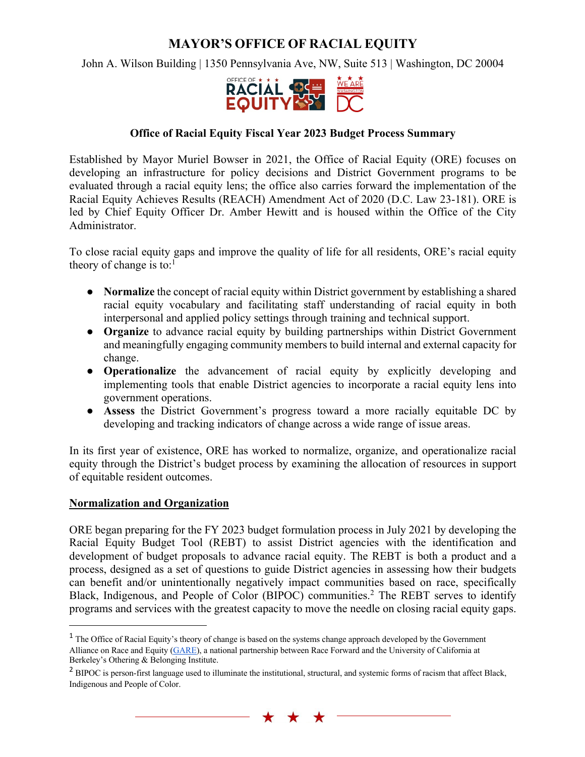# MAYOR'S OFFICE OF RACIAL EQUITY

John A. Wilson Building | 1350 Pennsylvania Ave, NW, Suite 513 | Washington, DC 20004

### Office of Racial Equity Fiscal Year 2023 Budget Process Summary

Established by Mayor Muriel Bowser in 2021, the Office of Racial Equity (ORE) focuses on developing an infrastructure for policy decisions and District Government programs to be evaluated through a racial equity lens; the office also carries forward the implementation of the Racial Equity Achieves Results (REACH) Amendment Act of 2020 (D.C. Law 23-181). ORE is led by Chief Equity Officer Dr. Amber Hewitt and is housed within the Office of the City Administrator.

To close racial equity gaps and improve the quality of life for all residents, ORE's racial equity theory of change is to:[1]

- **Normalize** the concept of racial equity within District government by establishing a shared racial equity vocabulary and facilitating staff understanding of racial equity in both interpersonal and applied policy settings through training and technical support.
- **Organize** to advance racial equity by building partnerships within District Government and meaningfully engaging community members to build internal and external capacity for change.
- **Operationalize** the advancement of racial equity by explicitly developing and implementing tools that enable District agencies to incorporate a racial equity lens into government operations.
- **Assess** the District Government's progress toward a more racially equitable DC by developing and tracking indicators of change across a wide range of issue areas.

In its first year of existence, ORE has worked to normalize, organize, and operationalize racial equity through the District's budget process by examining the allocation of resources in support of equitable resident outcomes.

## Normalization and Organization

ORE began preparing for the FY 2023 budget formulation process in July 2021 by developing the Racial Equity Budget Tool (REBT) to assist District agencies with the identification and development of budget proposals to advance racial equity. The REBT is both a product and a process, designed as a set of questions to guide District agencies in assessing how their budgets can benefit and/or unintentionally negatively impact communities based on race, specifically Black, Indigenous, and People of Color (BIPOC) communities.[2] The REBT serves to identify programs and services with the greatest capacity to move the needle on closing racial equity gaps.

---

[1] The Office of Racial Equity's theory of change is based on the systems change approach developed by the Government Alliance on Race and Equity (GARE), a national partnership between Race Forward and the University of California at Berkeley's Othering & Belonging Institute.

[2] BIPOC is person-first language used to illuminate the institutional, structural, and systemic forms of racism that affect Black, Indigenous and People of Color.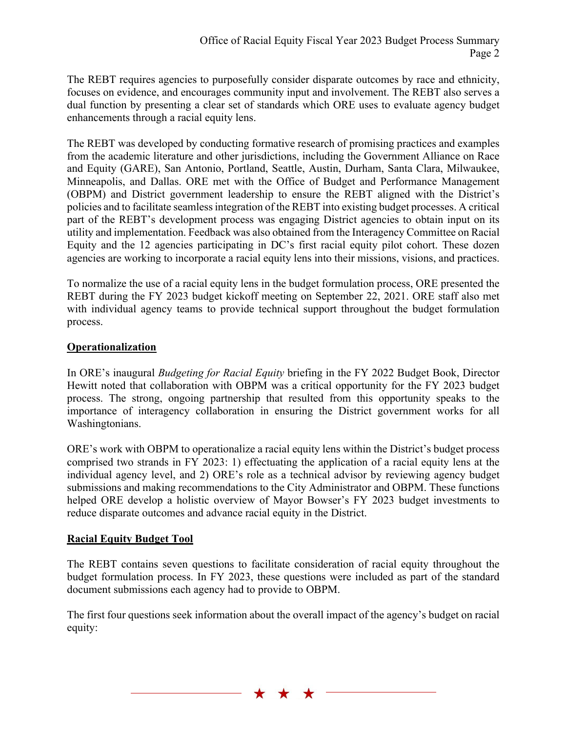The REBT requires agencies to purposefully consider disparate outcomes by race and ethnicity, focuses on evidence, and encourages community input and involvement. The REBT also serves a dual function by presenting a clear set of standards which ORE uses to evaluate agency budget enhancements through a racial equity lens.

The REBT was developed by conducting formative research of promising practices and examples from the academic literature and other jurisdictions, including the Government Alliance on Race and Equity (GARE), San Antonio, Portland, Seattle, Austin, Durham, Santa Clara, Milwaukee, Minneapolis, and Dallas. ORE met with the Office of Budget and Performance Management (OBPM) and District government leadership to ensure the REBT aligned with the District's policies and to facilitate seamless integration of the REBT into existing budget processes. A critical part of the REBT's development process was engaging District agencies to obtain input on its utility and implementation. Feedback was also obtained from the Interagency Committee on Racial Equity and the 12 agencies participating in DC's first racial equity pilot cohort. These dozen agencies are working to incorporate a racial equity lens into their missions, visions, and practices.

To normalize the use of a racial equity lens in the budget formulation process, ORE presented the REBT during the FY 2023 budget kickoff meeting on September 22, 2021. ORE staff also met with individual agency teams to provide technical support throughout the budget formulation process.

## Operationalization

In ORE's inaugural *Budgeting for Racial Equity* briefing in the FY 2022 Budget Book, Director Hewitt noted that collaboration with OBPM was a critical opportunity for the FY 2023 budget process. The strong, ongoing partnership that resulted from this opportunity speaks to the importance of interagency collaboration in ensuring the District government works for all Washingtonians.

ORE's work with OBPM to operationalize a racial equity lens within the District's budget process comprised two strands in FY 2023: 1) effectuating the application of a racial equity lens at the individual agency level, and 2) ORE's role as a technical advisor by reviewing agency budget submissions and making recommendations to the City Administrator and OBPM. These functions helped ORE develop a holistic overview of Mayor Bowser's FY 2023 budget investments to reduce disparate outcomes and advance racial equity in the District.

## Racial Equity Budget Tool

The REBT contains seven questions to facilitate consideration of racial equity throughout the budget formulation process. In FY 2023, these questions were included as part of the standard document submissions each agency had to provide to OBPM.

The first four questions seek information about the overall impact of the agency's budget on racial equity: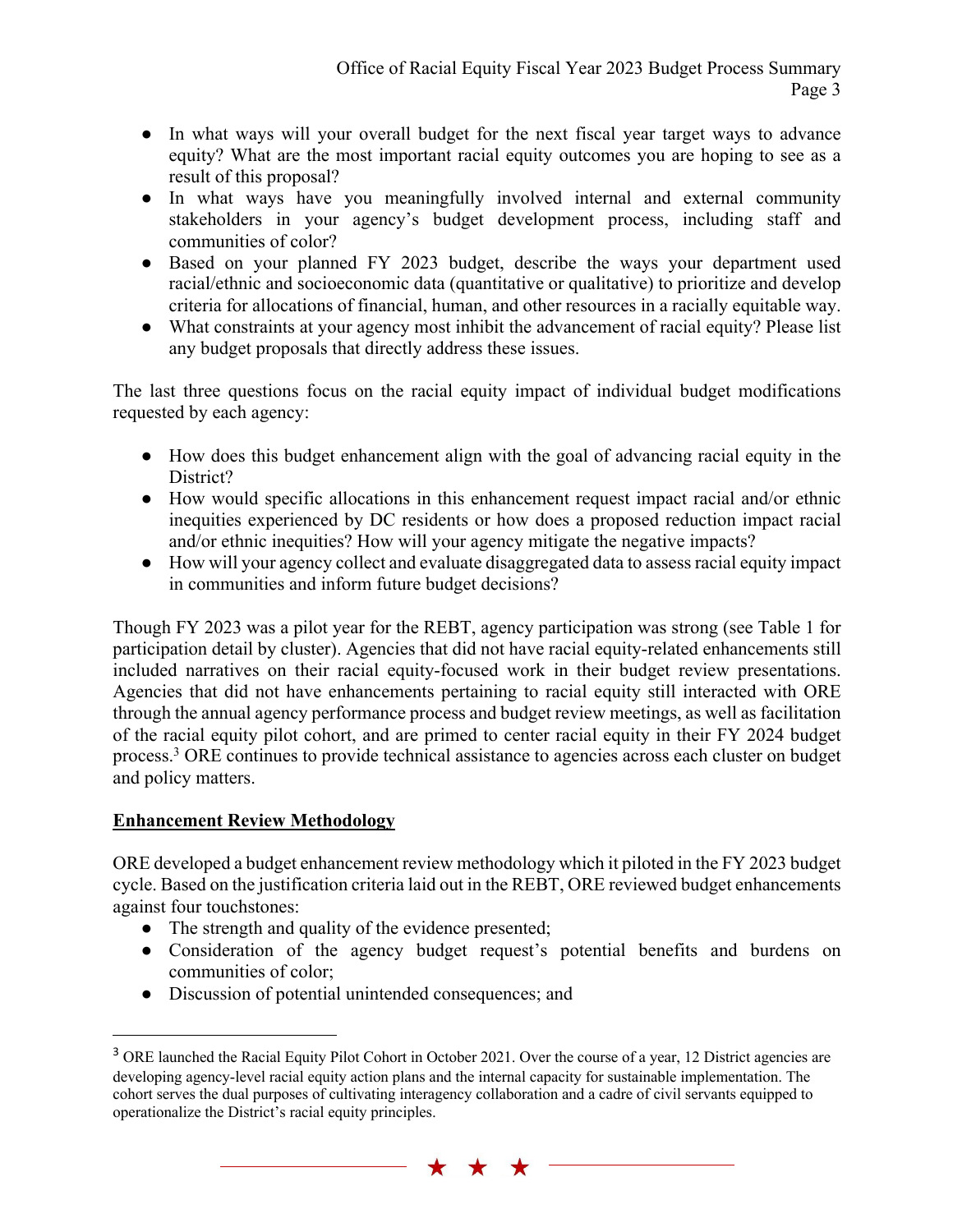- In what ways will your overall budget for the next fiscal year target ways to advance equity? What are the most important racial equity outcomes you are hoping to see as a result of this proposal?
- In what ways have you meaningfully involved internal and external community stakeholders in your agency's budget development process, including staff and communities of color?
- Based on your planned FY 2023 budget, describe the ways your department used racial/ethnic and socioeconomic data (quantitative or qualitative) to prioritize and develop criteria for allocations of financial, human, and other resources in a racially equitable way.
- What constraints at your agency most inhibit the advancement of racial equity? Please list any budget proposals that directly address these issues.

The last three questions focus on the racial equity impact of individual budget modifications requested by each agency:

- How does this budget enhancement align with the goal of advancing racial equity in the District?
- How would specific allocations in this enhancement request impact racial and/or ethnic inequities experienced by DC residents or how does a proposed reduction impact racial and/or ethnic inequities? How will your agency mitigate the negative impacts?
- How will your agency collect and evaluate disaggregated data to assess racial equity impact in communities and inform future budget decisions?

Though FY 2023 was a pilot year for the REBT, agency participation was strong (see Table 1 for participation detail by cluster). Agencies that did not have racial equity-related enhancements still included narratives on their racial equity-focused work in their budget review presentations. Agencies that did not have enhancements pertaining to racial equity still interacted with ORE through the annual agency performance process and budget review meetings, as well as facilitation of the racial equity pilot cohort, and are primed to center racial equity in their FY 2024 budget process.[3] ORE continues to provide technical assistance to agencies across each cluster on budget and policy matters.

## Enhancement Review Methodology

ORE developed a budget enhancement review methodology which it piloted in the FY 2023 budget cycle. Based on the justification criteria laid out in the REBT, ORE reviewed budget enhancements against four touchstones:

- The strength and quality of the evidence presented;
- Consideration of the agency budget request's potential benefits and burdens on communities of color;
- Discussion of potential unintended consequences; and

[3] ORE launched the Racial Equity Pilot Cohort in October 2021. Over the course of a year, 12 District agencies are developing agency-level racial equity action plans and the internal capacity for sustainable implementation. The cohort serves the dual purposes of cultivating interagency collaboration and a cadre of civil servants equipped to operationalize the District's racial equity principles.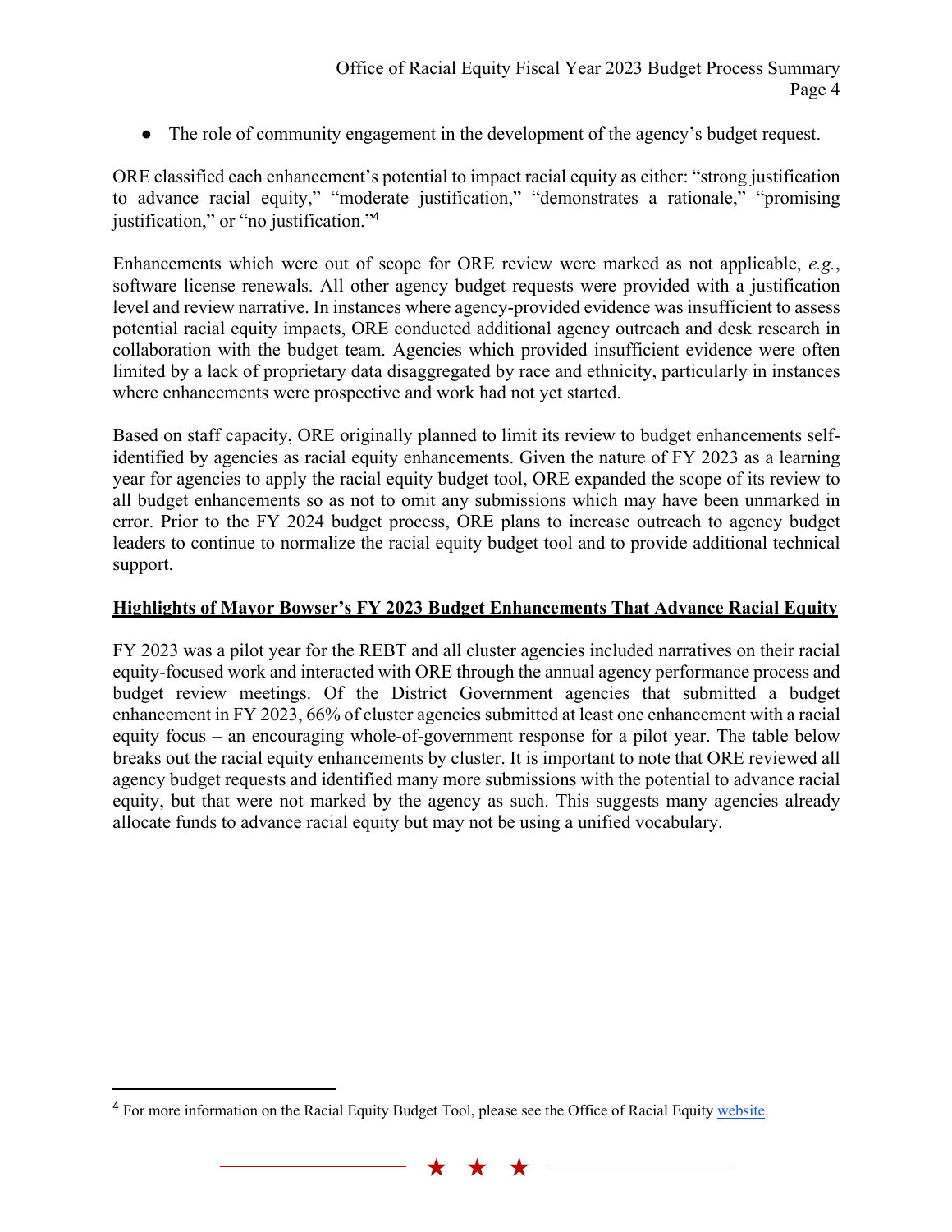- The role of community engagement in the development of the agency's budget request.

ORE classified each enhancement's potential to impact racial equity as either: "strong justification to advance racial equity," "moderate justification," "demonstrates a rationale," "promising justification," or "no justification."[4]

Enhancements which were out of scope for ORE review were marked as not applicable, *e.g.*, software license renewals. All other agency budget requests were provided with a justification level and review narrative. In instances where agency-provided evidence was insufficient to assess potential racial equity impacts, ORE conducted additional agency outreach and desk research in collaboration with the budget team. Agencies which provided insufficient evidence were often limited by a lack of proprietary data disaggregated by race and ethnicity, particularly in instances where enhancements were prospective and work had not yet started.

Based on staff capacity, ORE originally planned to limit its review to budget enhancements self-identified by agencies as racial equity enhancements. Given the nature of FY 2023 as a learning year for agencies to apply the racial equity budget tool, ORE expanded the scope of its review to all budget enhancements so as not to omit any submissions which may have been unmarked in error. Prior to the FY 2024 budget process, ORE plans to increase outreach to agency budget leaders to continue to normalize the racial equity budget tool and to provide additional technical support.

**Highlights of Mayor Bowser's FY 2023 Budget Enhancements That Advance Racial Equity**

FY 2023 was a pilot year for the REBT and all cluster agencies included narratives on their racial equity-focused work and interacted with ORE through the annual agency performance process and budget review meetings. Of the District Government agencies that submitted a budget enhancement in FY 2023, 66% of cluster agencies submitted at least one enhancement with a racial equity focus – an encouraging whole-of-government response for a pilot year. The table below breaks out the racial equity enhancements by cluster. It is important to note that ORE reviewed all agency budget requests and identified many more submissions with the potential to advance racial equity, but that were not marked by the agency as such. This suggests many agencies already allocate funds to advance racial equity but may not be using a unified vocabulary.

[4] For more information on the Racial Equity Budget Tool, please see the Office of Racial Equity website.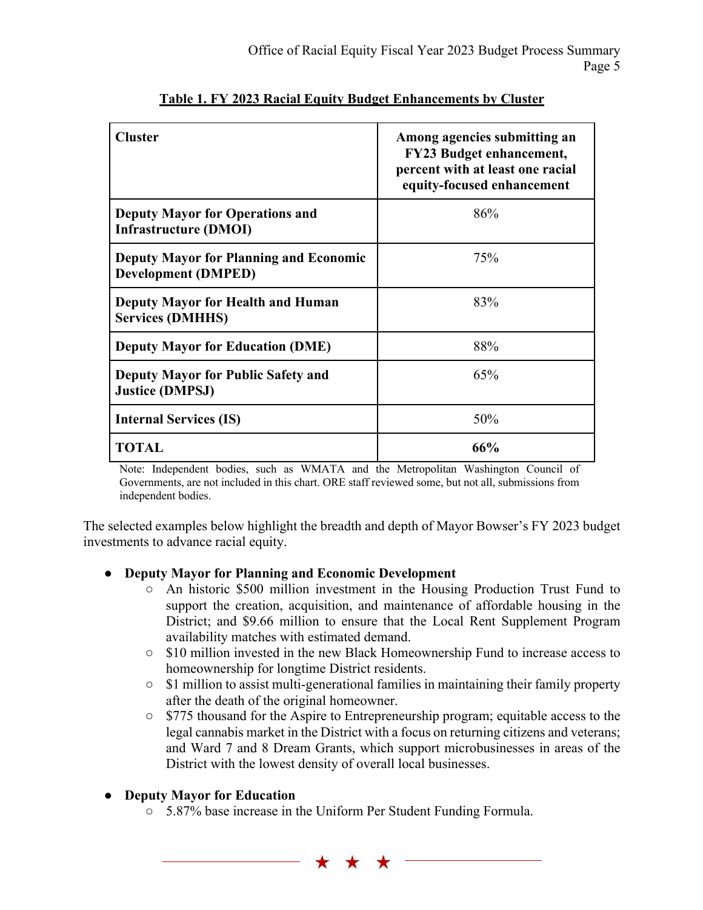**Table 1. FY 2023 Racial Equity Budget Enhancements by Cluster**

| Cluster | Among agencies submitting an FY23 Budget enhancement, percent with at least one racial equity-focused enhancement |
|---|---|
| **Deputy Mayor for Operations and Infrastructure (DMOI)** | 86% |
| **Deputy Mayor for Planning and Economic Development (DMPED)** | 75% |
| **Deputy Mayor for Health and Human Services (DMHHS)** | 83% |
| **Deputy Mayor for Education (DME)** | 88% |
| **Deputy Mayor for Public Safety and Justice (DMPSJ)** | 65% |
| **Internal Services (IS)** | 50% |
| **TOTAL** | **66%** |

Note: Independent bodies, such as WMATA and the Metropolitan Washington Council of Governments, are not included in this chart. ORE staff reviewed some, but not all, submissions from independent bodies.

The selected examples below highlight the breadth and depth of Mayor Bowser's FY 2023 budget investments to advance racial equity.

- **Deputy Mayor for Planning and Economic Development**
  - An historic $500 million investment in the Housing Production Trust Fund to support the creation, acquisition, and maintenance of affordable housing in the District; and $9.66 million to ensure that the Local Rent Supplement Program availability matches with estimated demand.
  - $10 million invested in the new Black Homeownership Fund to increase access to homeownership for longtime District residents.
  - $1 million to assist multi-generational families in maintaining their family property after the death of the original homeowner.
  - $775 thousand for the Aspire to Entrepreneurship program; equitable access to the legal cannabis market in the District with a focus on returning citizens and veterans; and Ward 7 and 8 Dream Grants, which support microbusinesses in areas of the District with the lowest density of overall local businesses.

- **Deputy Mayor for Education**
  - 5.87% base increase in the Uniform Per Student Funding Formula.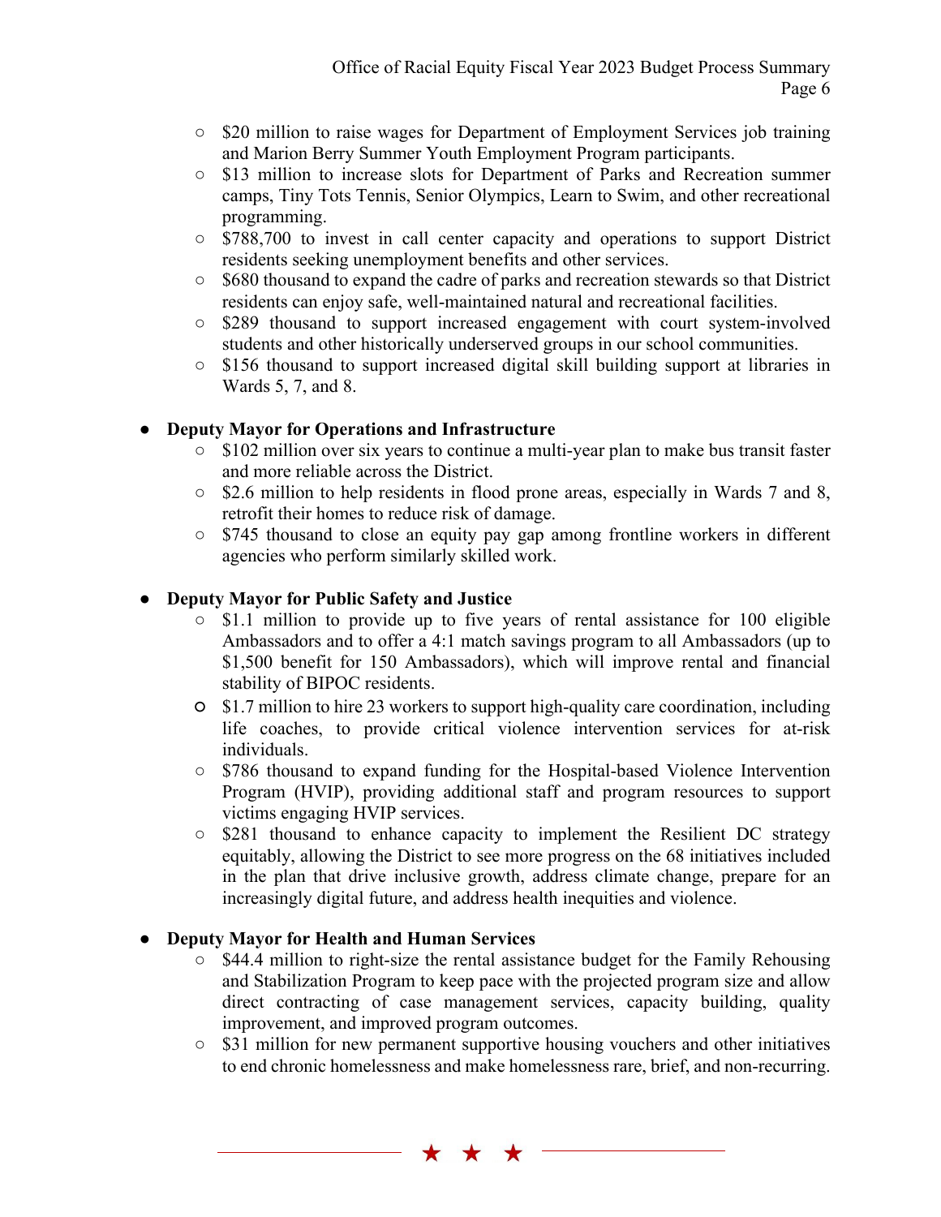- $20 million to raise wages for Department of Employment Services job training and Marion Berry Summer Youth Employment Program participants.
  - $13 million to increase slots for Department of Parks and Recreation summer camps, Tiny Tots Tennis, Senior Olympics, Learn to Swim, and other recreational programming.
  - $788,700 to invest in call center capacity and operations to support District residents seeking unemployment benefits and other services.
  - $680 thousand to expand the cadre of parks and recreation stewards so that District residents can enjoy safe, well-maintained natural and recreational facilities.
  - $289 thousand to support increased engagement with court system-involved students and other historically underserved groups in our school communities.
  - $156 thousand to support increased digital skill building support at libraries in Wards 5, 7, and 8.

- **Deputy Mayor for Operations and Infrastructure**
  - $102 million over six years to continue a multi-year plan to make bus transit faster and more reliable across the District.
  - $2.6 million to help residents in flood prone areas, especially in Wards 7 and 8, retrofit their homes to reduce risk of damage.
  - $745 thousand to close an equity pay gap among frontline workers in different agencies who perform similarly skilled work.

- **Deputy Mayor for Public Safety and Justice**
  - $1.1 million to provide up to five years of rental assistance for 100 eligible Ambassadors and to offer a 4:1 match savings program to all Ambassadors (up to $1,500 benefit for 150 Ambassadors), which will improve rental and financial stability of BIPOC residents.
  - $1.7 million to hire 23 workers to support high-quality care coordination, including life coaches, to provide critical violence intervention services for at-risk individuals.
  - $786 thousand to expand funding for the Hospital-based Violence Intervention Program (HVIP), providing additional staff and program resources to support victims engaging HVIP services.
  - $281 thousand to enhance capacity to implement the Resilient DC strategy equitably, allowing the District to see more progress on the 68 initiatives included in the plan that drive inclusive growth, address climate change, prepare for an increasingly digital future, and address health inequities and violence.

- **Deputy Mayor for Health and Human Services**
  - $44.4 million to right-size the rental assistance budget for the Family Rehousing and Stabilization Program to keep pace with the projected program size and allow direct contracting of case management services, capacity building, quality improvement, and improved program outcomes.
  - $31 million for new permanent supportive housing vouchers and other initiatives to end chronic homelessness and make homelessness rare, brief, and non-recurring.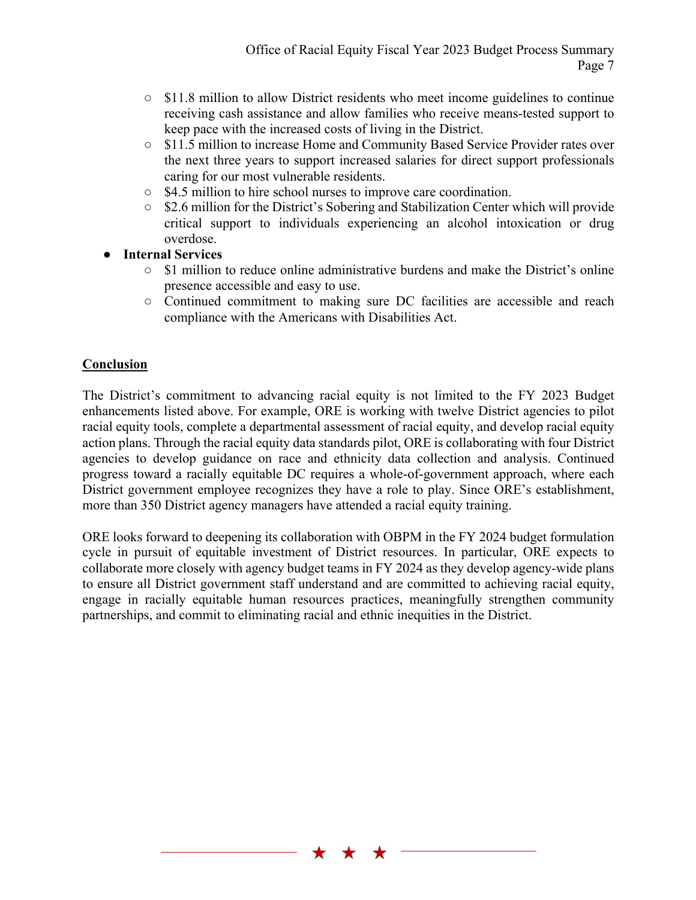- $11.8 million to allow District residents who meet income guidelines to continue receiving cash assistance and allow families who receive means-tested support to keep pace with the increased costs of living in the District.
  - $11.5 million to increase Home and Community Based Service Provider rates over the next three years to support increased salaries for direct support professionals caring for our most vulnerable residents.
  - $4.5 million to hire school nurses to improve care coordination.
  - $2.6 million for the District's Sobering and Stabilization Center which will provide critical support to individuals experiencing an alcohol intoxication or drug overdose.
- **Internal Services**
  - $1 million to reduce online administrative burdens and make the District's online presence accessible and easy to use.
  - Continued commitment to making sure DC facilities are accessible and reach compliance with the Americans with Disabilities Act.

## Conclusion

The District's commitment to advancing racial equity is not limited to the FY 2023 Budget enhancements listed above. For example, ORE is working with twelve District agencies to pilot racial equity tools, complete a departmental assessment of racial equity, and develop racial equity action plans. Through the racial equity data standards pilot, ORE is collaborating with four District agencies to develop guidance on race and ethnicity data collection and analysis. Continued progress toward a racially equitable DC requires a whole-of-government approach, where each District government employee recognizes they have a role to play. Since ORE's establishment, more than 350 District agency managers have attended a racial equity training.

ORE looks forward to deepening its collaboration with OBPM in the FY 2024 budget formulation cycle in pursuit of equitable investment of District resources. In particular, ORE expects to collaborate more closely with agency budget teams in FY 2024 as they develop agency-wide plans to ensure all District government staff understand and are committed to achieving racial equity, engage in racially equitable human resources practices, meaningfully strengthen community partnerships, and commit to eliminating racial and ethnic inequities in the District.